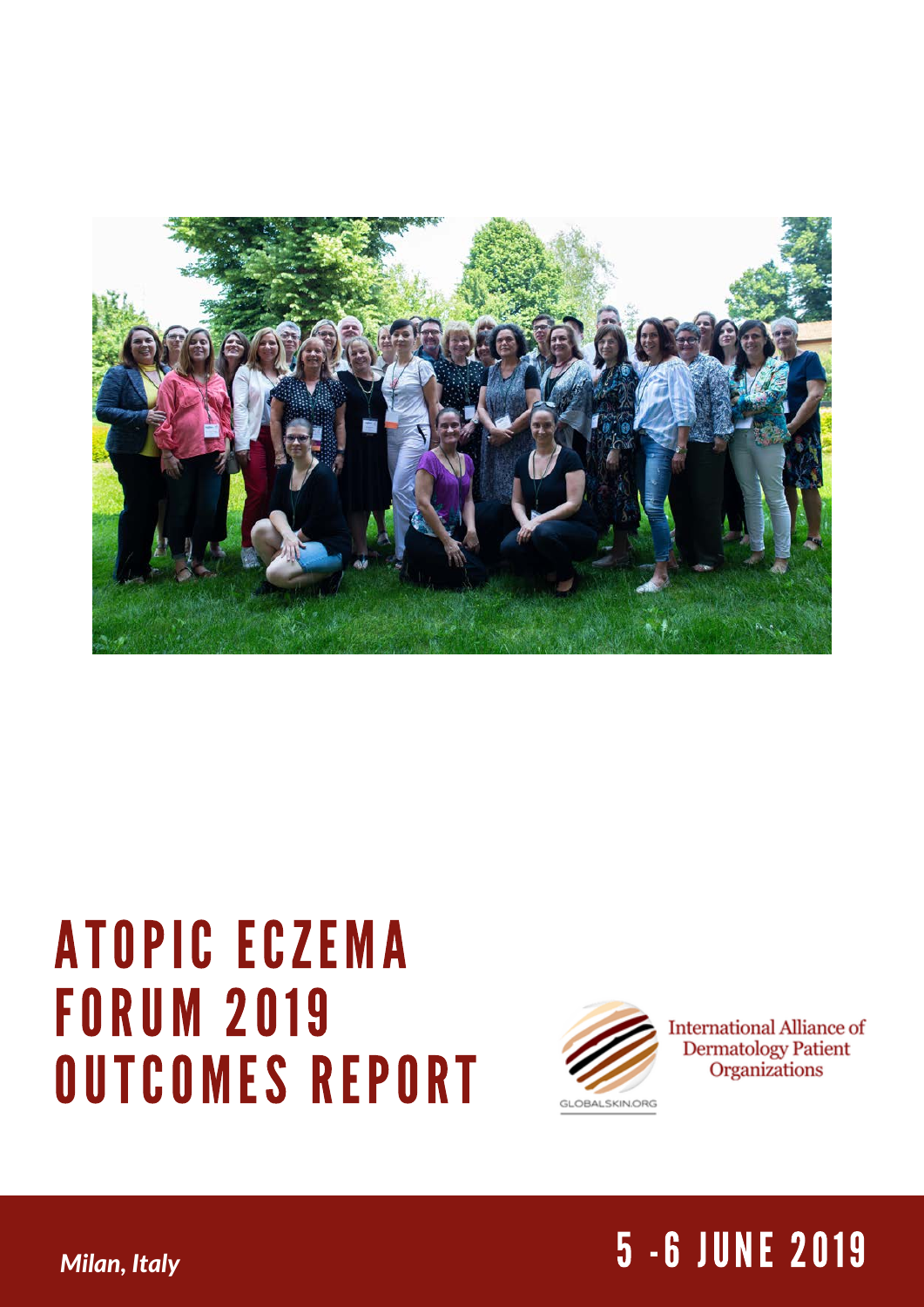# ATOPIC ECZEMA FORUM 2019 OUTCOMES REPORT

International Alliance of Dermatology Patient Organizations

GLOBALSKIN.ORG

*Milan, Italy*

5 -6 JUNE 2019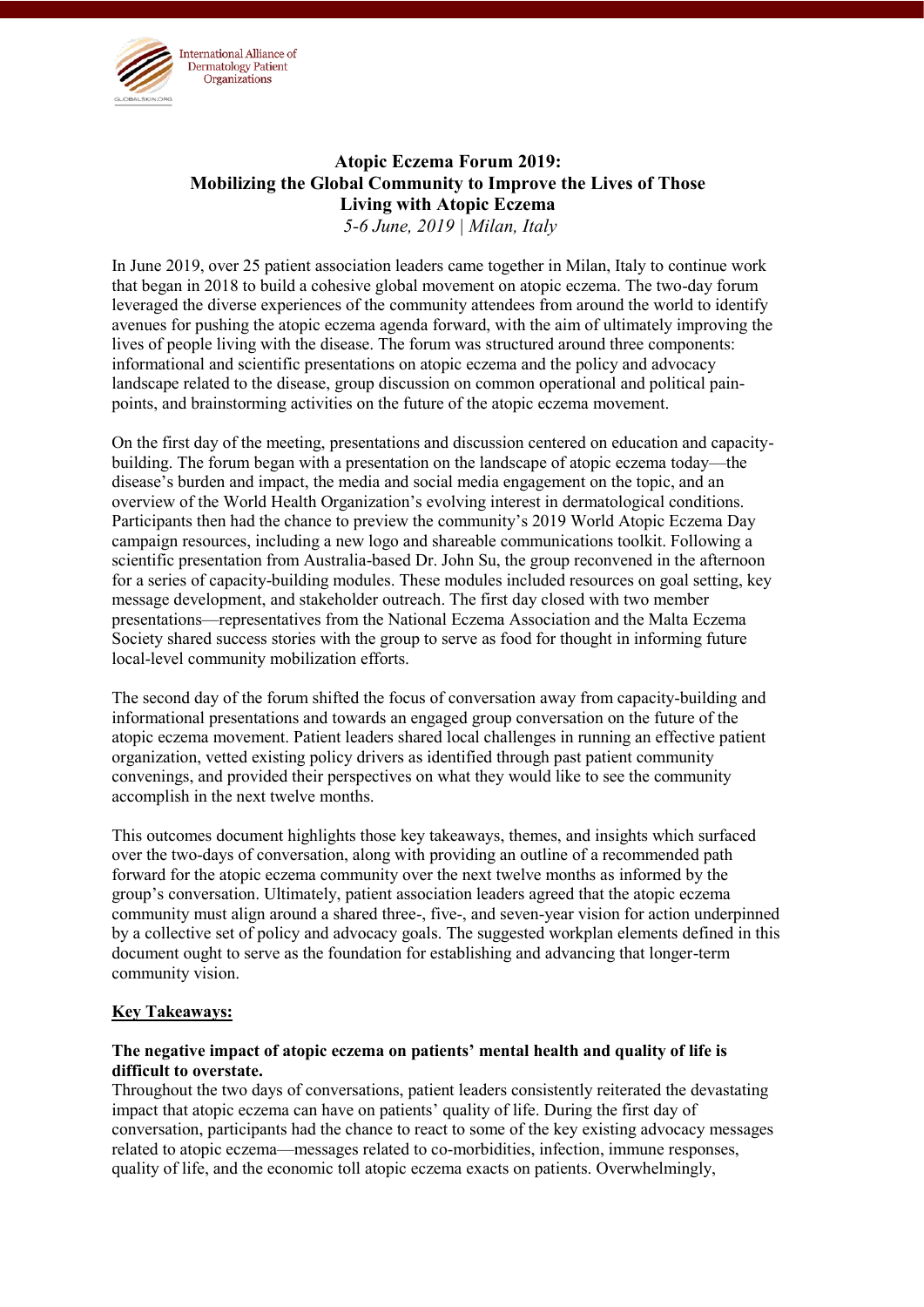# Atopic Eczema Forum 2019: Mobilizing the Global Community to Improve the Lives of Those Living with Atopic Eczema

*5-6 June, 2019 | Milan, Italy*

In June 2019, over 25 patient association leaders came together in Milan, Italy to continue work that began in 2018 to build a cohesive global movement on atopic eczema. The two-day forum leveraged the diverse experiences of the community attendees from around the world to identify avenues for pushing the atopic eczema agenda forward, with the aim of ultimately improving the lives of people living with the disease. The forum was structured around three components: informational and scientific presentations on atopic eczema and the policy and advocacy landscape related to the disease, group discussion on common operational and political pain-points, and brainstorming activities on the future of the atopic eczema movement.

On the first day of the meeting, presentations and discussion centered on education and capacity-building. The forum began with a presentation on the landscape of atopic eczema today—the disease's burden and impact, the media and social media engagement on the topic, and an overview of the World Health Organization's evolving interest in dermatological conditions. Participants then had the chance to preview the community's 2019 World Atopic Eczema Day campaign resources, including a new logo and shareable communications toolkit. Following a scientific presentation from Australia-based Dr. John Su, the group reconvened in the afternoon for a series of capacity-building modules. These modules included resources on goal setting, key message development, and stakeholder outreach. The first day closed with two member presentations—representatives from the National Eczema Association and the Malta Eczema Society shared success stories with the group to serve as food for thought in informing future local-level community mobilization efforts.

The second day of the forum shifted the focus of conversation away from capacity-building and informational presentations and towards an engaged group conversation on the future of the atopic eczema movement. Patient leaders shared local challenges in running an effective patient organization, vetted existing policy drivers as identified through past patient community convenings, and provided their perspectives on what they would like to see the community accomplish in the next twelve months.

This outcomes document highlights those key takeaways, themes, and insights which surfaced over the two-days of conversation, along with providing an outline of a recommended path forward for the atopic eczema community over the next twelve months as informed by the group's conversation. Ultimately, patient association leaders agreed that the atopic eczema community must align around a shared three-, five-, and seven-year vision for action underpinned by a collective set of policy and advocacy goals. The suggested workplan elements defined in this document ought to serve as the foundation for establishing and advancing that longer-term community vision.

## Key Takeaways:

**The negative impact of atopic eczema on patients' mental health and quality of life is difficult to overstate.**

Throughout the two days of conversations, patient leaders consistently reiterated the devastating impact that atopic eczema can have on patients' quality of life. During the first day of conversation, participants had the chance to react to some of the key existing advocacy messages related to atopic eczema—messages related to co-morbidities, infection, immune responses, quality of life, and the economic toll atopic eczema exacts on patients. Overwhelmingly,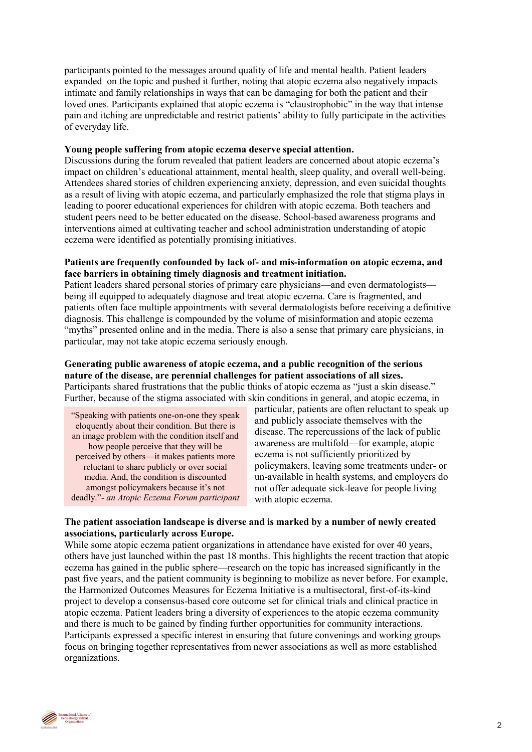participants pointed to the messages around quality of life and mental health. Patient leaders expanded on the topic and pushed it further, noting that atopic eczema also negatively impacts intimate and family relationships in ways that can be damaging for both the patient and their loved ones. Participants explained that atopic eczema is "claustrophobic" in the way that intense pain and itching are unpredictable and restrict patients' ability to fully participate in the activities of everyday life.

**Young people suffering from atopic eczema deserve special attention.**

Discussions during the forum revealed that patient leaders are concerned about atopic eczema's impact on children's educational attainment, mental health, sleep quality, and overall well-being. Attendees shared stories of children experiencing anxiety, depression, and even suicidal thoughts as a result of living with atopic eczema, and particularly emphasized the role that stigma plays in leading to poorer educational experiences for children with atopic eczema. Both teachers and student peers need to be better educated on the disease. School-based awareness programs and interventions aimed at cultivating teacher and school administration understanding of atopic eczema were identified as potentially promising initiatives.

**Patients are frequently confounded by lack of- and mis-information on atopic eczema, and face barriers in obtaining timely diagnosis and treatment initiation.**

Patient leaders shared personal stories of primary care physicians—and even dermatologists—being ill equipped to adequately diagnose and treat atopic eczema. Care is fragmented, and patients often face multiple appointments with several dermatologists before receiving a definitive diagnosis. This challenge is compounded by the volume of misinformation and atopic eczema "myths" presented online and in the media. There is also a sense that primary care physicians, in particular, may not take atopic eczema seriously enough.

**Generating public awareness of atopic eczema, and a public recognition of the serious nature of the disease, are perennial challenges for patient associations of all sizes.**

Participants shared frustrations that the public thinks of atopic eczema as "just a skin disease." Further, because of the stigma associated with skin conditions in general, and atopic eczema, in particular, patients are often reluctant to speak up and publicly associate themselves with the disease. The repercussions of the lack of public awareness are multifold—for example, atopic eczema is not sufficiently prioritized by policymakers, leaving some treatments under- or un-available in health systems, and employers do not offer adequate sick-leave for people living with atopic eczema.

> "Speaking with patients one-on-one they speak eloquently about their condition. But there is an image problem with the condition itself and how people perceive that they will be perceived by others—it makes patients more reluctant to share publicly or over social media. And, the condition is discounted amongst policymakers because it's not deadly."- *an Atopic Eczema Forum participant*

**The patient association landscape is diverse and is marked by a number of newly created associations, particularly across Europe.**

While some atopic eczema patient organizations in attendance have existed for over 40 years, others have just launched within the past 18 months. This highlights the recent traction that atopic eczema has gained in the public sphere—research on the topic has increased significantly in the past five years, and the patient community is beginning to mobilize as never before. For example, the Harmonized Outcomes Measures for Eczema Initiative is a multisectoral, first-of-its-kind project to develop a consensus-based core outcome set for clinical trials and clinical practice in atopic eczema. Patient leaders bring a diversity of experiences to the atopic eczema community and there is much to be gained by finding further opportunities for community interactions. Participants expressed a specific interest in ensuring that future convenings and working groups focus on bringing together representatives from newer associations as well as more established organizations.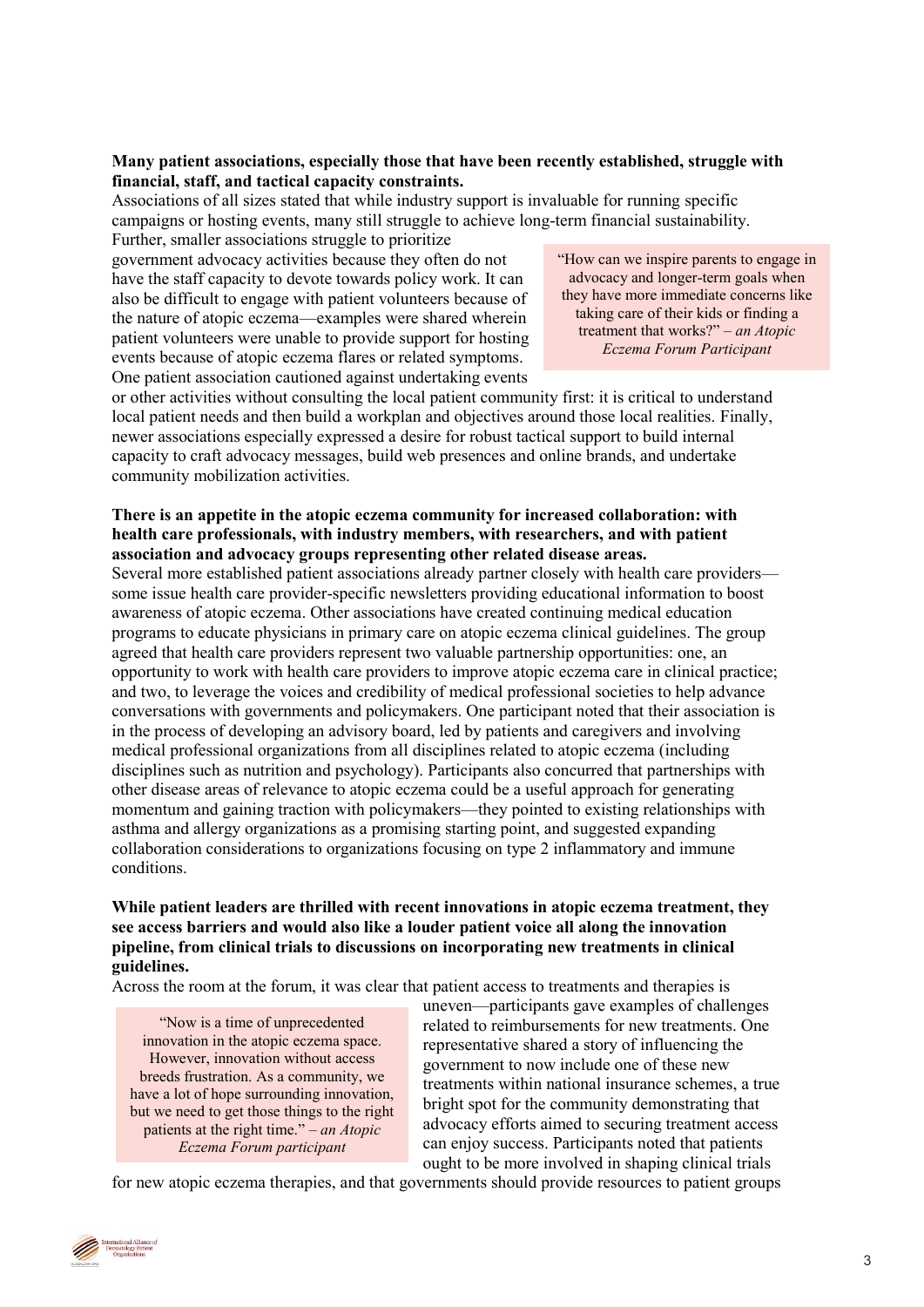**Many patient associations, especially those that have been recently established, struggle with financial, staff, and tactical capacity constraints.**

Associations of all sizes stated that while industry support is invaluable for running specific campaigns or hosting events, many still struggle to achieve long-term financial sustainability. Further, smaller associations struggle to prioritize government advocacy activities because they often do not have the staff capacity to devote towards policy work. It can also be difficult to engage with patient volunteers because of the nature of atopic eczema—examples were shared wherein patient volunteers were unable to provide support for hosting events because of atopic eczema flares or related symptoms. One patient association cautioned against undertaking events or other activities without consulting the local patient community first: it is critical to understand local patient needs and then build a workplan and objectives around those local realities. Finally, newer associations especially expressed a desire for robust tactical support to build internal capacity to craft advocacy messages, build web presences and online brands, and undertake community mobilization activities.

> "How can we inspire parents to engage in advocacy and longer-term goals when they have more immediate concerns like taking care of their kids or finding a treatment that works?" – *an Atopic Eczema Forum Participant*

**There is an appetite in the atopic eczema community for increased collaboration: with health care professionals, with industry members, with researchers, and with patient association and advocacy groups representing other related disease areas.**

Several more established patient associations already partner closely with health care providers—some issue health care provider-specific newsletters providing educational information to boost awareness of atopic eczema. Other associations have created continuing medical education programs to educate physicians in primary care on atopic eczema clinical guidelines. The group agreed that health care providers represent two valuable partnership opportunities: one, an opportunity to work with health care providers to improve atopic eczema care in clinical practice; and two, to leverage the voices and credibility of medical professional societies to help advance conversations with governments and policymakers. One participant noted that their association is in the process of developing an advisory board, led by patients and caregivers and involving medical professional organizations from all disciplines related to atopic eczema (including disciplines such as nutrition and psychology). Participants also concurred that partnerships with other disease areas of relevance to atopic eczema could be a useful approach for generating momentum and gaining traction with policymakers—they pointed to existing relationships with asthma and allergy organizations as a promising starting point, and suggested expanding collaboration considerations to organizations focusing on type 2 inflammatory and immune conditions.

**While patient leaders are thrilled with recent innovations in atopic eczema treatment, they see access barriers and would also like a louder patient voice all along the innovation pipeline, from clinical trials to discussions on incorporating new treatments in clinical guidelines.**

Across the room at the forum, it was clear that patient access to treatments and therapies is uneven—participants gave examples of challenges related to reimbursements for new treatments. One representative shared a story of influencing the government to now include one of these new treatments within national insurance schemes, a true bright spot for the community demonstrating that advocacy efforts aimed to securing treatment access can enjoy success. Participants noted that patients ought to be more involved in shaping clinical trials for new atopic eczema therapies, and that governments should provide resources to patient groups

> "Now is a time of unprecedented innovation in the atopic eczema space. However, innovation without access breeds frustration. As a community, we have a lot of hope surrounding innovation, but we need to get those things to the right patients at the right time." – *an Atopic Eczema Forum participant*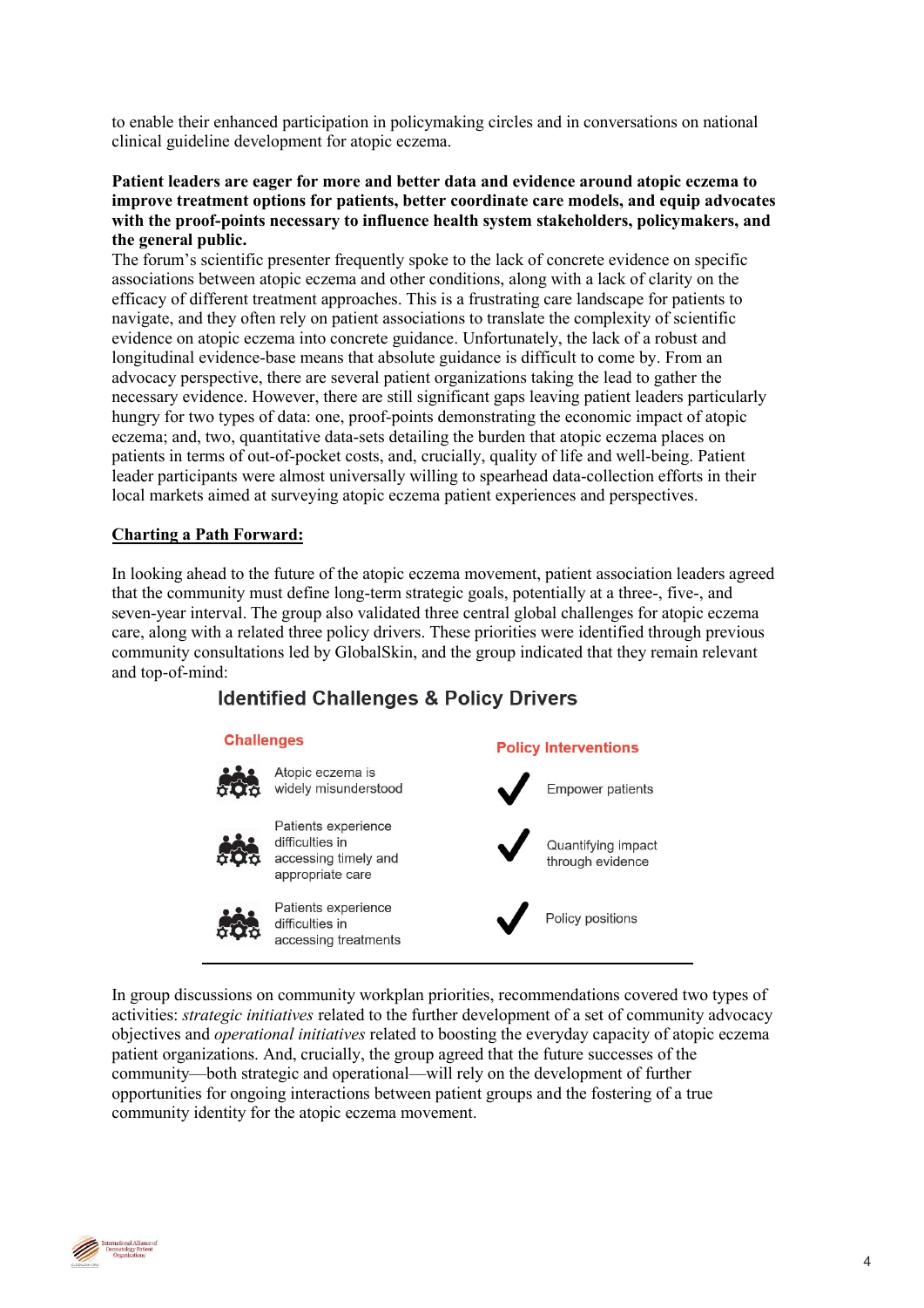to enable their enhanced participation in policymaking circles and in conversations on national clinical guideline development for atopic eczema.

**Patient leaders are eager for more and better data and evidence around atopic eczema to improve treatment options for patients, better coordinate care models, and equip advocates with the proof-points necessary to influence health system stakeholders, policymakers, and the general public.**

The forum's scientific presenter frequently spoke to the lack of concrete evidence on specific associations between atopic eczema and other conditions, along with a lack of clarity on the efficacy of different treatment approaches. This is a frustrating care landscape for patients to navigate, and they often rely on patient associations to translate the complexity of scientific evidence on atopic eczema into concrete guidance. Unfortunately, the lack of a robust and longitudinal evidence-base means that absolute guidance is difficult to come by. From an advocacy perspective, there are several patient organizations taking the lead to gather the necessary evidence. However, there are still significant gaps leaving patient leaders particularly hungry for two types of data: one, proof-points demonstrating the economic impact of atopic eczema; and, two, quantitative data-sets detailing the burden that atopic eczema places on patients in terms of out-of-pocket costs, and, crucially, quality of life and well-being. Patient leader participants were almost universally willing to spearhead data-collection efforts in their local markets aimed at surveying atopic eczema patient experiences and perspectives.

## Charting a Path Forward:

In looking ahead to the future of the atopic eczema movement, patient association leaders agreed that the community must define long-term strategic goals, potentially at a three-, five-, and seven-year interval. The group also validated three central global challenges for atopic eczema care, along with a related three policy drivers. These priorities were identified through previous community consultations led by GlobalSkin, and the group indicated that they remain relevant and top-of-mind:

### Identified Challenges & Policy Drivers

| Challenges | Policy Interventions |
| --- | --- |
| Atopic eczema is widely misunderstood | Empower patients |
| Patients experience difficulties in accessing timely and appropriate care | Quantifying impact through evidence |
| Patients experience difficulties in accessing treatments | Policy positions |

In group discussions on community workplan priorities, recommendations covered two types of activities: *strategic initiatives* related to the further development of a set of community advocacy objectives and *operational initiatives* related to boosting the everyday capacity of atopic eczema patient organizations. And, crucially, the group agreed that the future successes of the community—both strategic and operational—will rely on the development of further opportunities for ongoing interactions between patient groups and the fostering of a true community identity for the atopic eczema movement.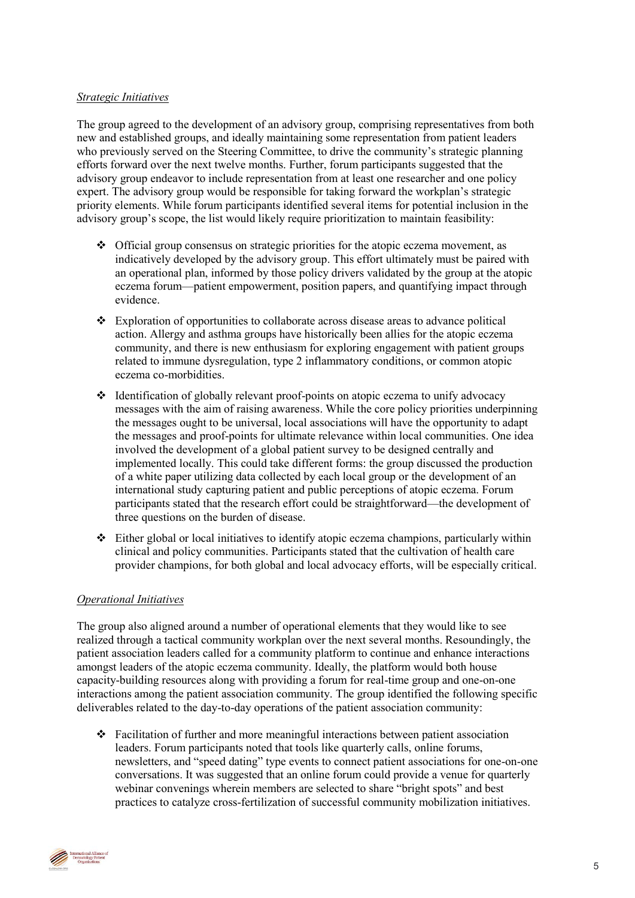*Strategic Initiatives*

The group agreed to the development of an advisory group, comprising representatives from both new and established groups, and ideally maintaining some representation from patient leaders who previously served on the Steering Committee, to drive the community's strategic planning efforts forward over the next twelve months. Further, forum participants suggested that the advisory group endeavor to include representation from at least one researcher and one policy expert. The advisory group would be responsible for taking forward the workplan's strategic priority elements. While forum participants identified several items for potential inclusion in the advisory group's scope, the list would likely require prioritization to maintain feasibility:

- Official group consensus on strategic priorities for the atopic eczema movement, as indicatively developed by the advisory group. This effort ultimately must be paired with an operational plan, informed by those policy drivers validated by the group at the atopic eczema forum—patient empowerment, position papers, and quantifying impact through evidence.
- Exploration of opportunities to collaborate across disease areas to advance political action. Allergy and asthma groups have historically been allies for the atopic eczema community, and there is new enthusiasm for exploring engagement with patient groups related to immune dysregulation, type 2 inflammatory conditions, or common atopic eczema co-morbidities.
- Identification of globally relevant proof-points on atopic eczema to unify advocacy messages with the aim of raising awareness. While the core policy priorities underpinning the messages ought to be universal, local associations will have the opportunity to adapt the messages and proof-points for ultimate relevance within local communities. One idea involved the development of a global patient survey to be designed centrally and implemented locally. This could take different forms: the group discussed the production of a white paper utilizing data collected by each local group or the development of an international study capturing patient and public perceptions of atopic eczema. Forum participants stated that the research effort could be straightforward—the development of three questions on the burden of disease.
- Either global or local initiatives to identify atopic eczema champions, particularly within clinical and policy communities. Participants stated that the cultivation of health care provider champions, for both global and local advocacy efforts, will be especially critical.

*Operational Initiatives*

The group also aligned around a number of operational elements that they would like to see realized through a tactical community workplan over the next several months. Resoundingly, the patient association leaders called for a community platform to continue and enhance interactions amongst leaders of the atopic eczema community. Ideally, the platform would both house capacity-building resources along with providing a forum for real-time group and one-on-one interactions among the patient association community. The group identified the following specific deliverables related to the day-to-day operations of the patient association community:

- Facilitation of further and more meaningful interactions between patient association leaders. Forum participants noted that tools like quarterly calls, online forums, newsletters, and "speed dating" type events to connect patient associations for one-on-one conversations. It was suggested that an online forum could provide a venue for quarterly webinar convenings wherein members are selected to share "bright spots" and best practices to catalyze cross-fertilization of successful community mobilization initiatives.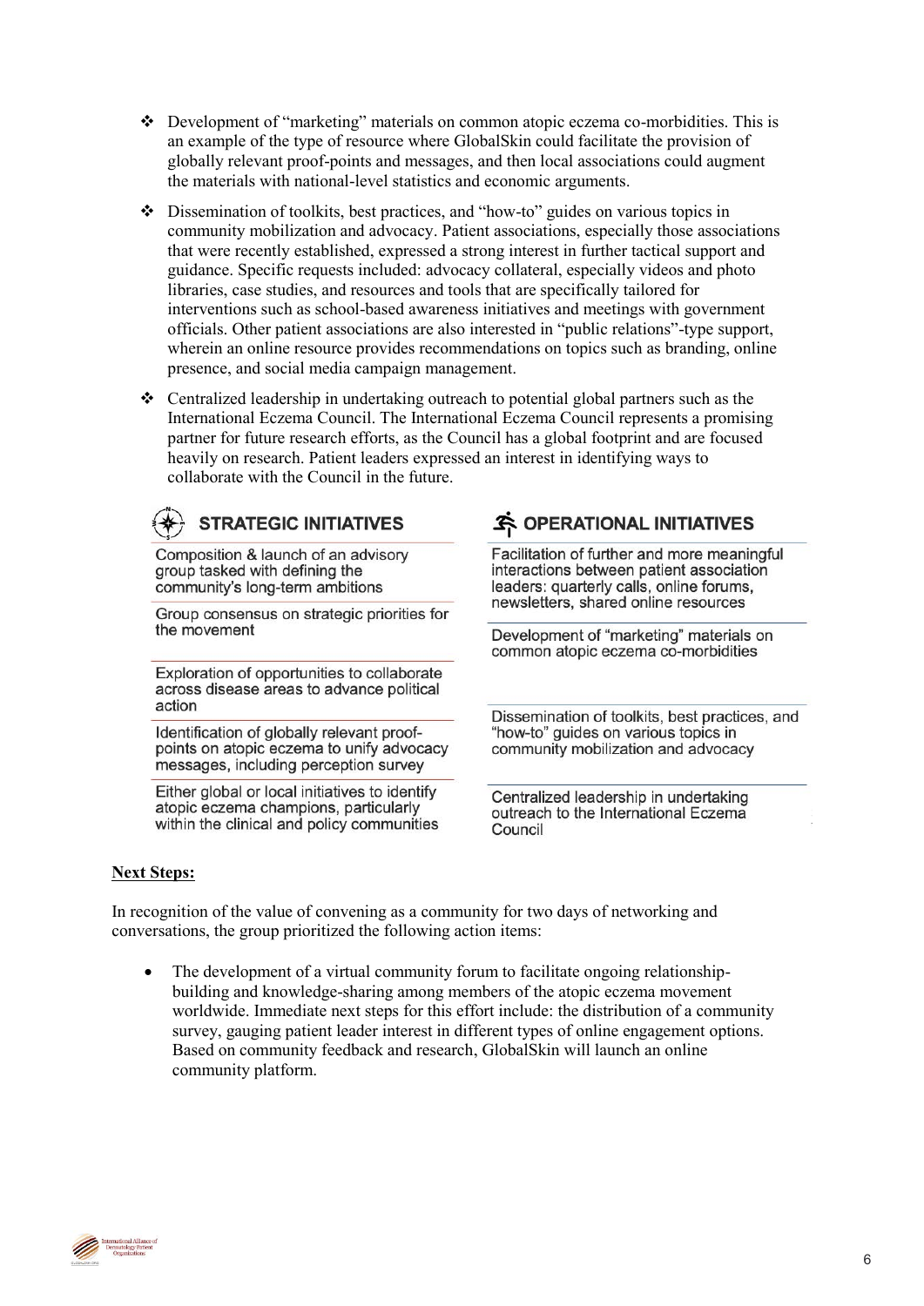- Development of "marketing" materials on common atopic eczema co-morbidities. This is an example of the type of resource where GlobalSkin could facilitate the provision of globally relevant proof-points and messages, and then local associations could augment the materials with national-level statistics and economic arguments.
- Dissemination of toolkits, best practices, and "how-to" guides on various topics in community mobilization and advocacy. Patient associations, especially those associations that were recently established, expressed a strong interest in further tactical support and guidance. Specific requests included: advocacy collateral, especially videos and photo libraries, case studies, and resources and tools that are specifically tailored for interventions such as school-based awareness initiatives and meetings with government officials. Other patient associations are also interested in "public relations"-type support, wherein an online resource provides recommendations on topics such as branding, online presence, and social media campaign management.
- Centralized leadership in undertaking outreach to potential global partners such as the International Eczema Council. The International Eczema Council represents a promising partner for future research efforts, as the Council has a global footprint and are focused heavily on research. Patient leaders expressed an interest in identifying ways to collaborate with the Council in the future.

| STRATEGIC INITIATIVES | OPERATIONAL INITIATIVES |
|---|---|
| Composition & launch of an advisory group tasked with defining the community's long-term ambitions | Facilitation of further and more meaningful interactions between patient association leaders: quarterly calls, online forums, newsletters, shared online resources |
| Group consensus on strategic priorities for the movement | Development of "marketing" materials on common atopic eczema co-morbidities |
| Exploration of opportunities to collaborate across disease areas to advance political action | Dissemination of toolkits, best practices, and "how-to" guides on various topics in community mobilization and advocacy |
| Identification of globally relevant proof-points on atopic eczema to unify advocacy messages, including perception survey | Centralized leadership in undertaking outreach to the International Eczema Council |
| Either global or local initiatives to identify atopic eczema champions, particularly within the clinical and policy communities | |

**Next Steps:**

In recognition of the value of convening as a community for two days of networking and conversations, the group prioritized the following action items:

- The development of a virtual community forum to facilitate ongoing relationship-building and knowledge-sharing among members of the atopic eczema movement worldwide. Immediate next steps for this effort include: the distribution of a community survey, gauging patient leader interest in different types of online engagement options. Based on community feedback and research, GlobalSkin will launch an online community platform.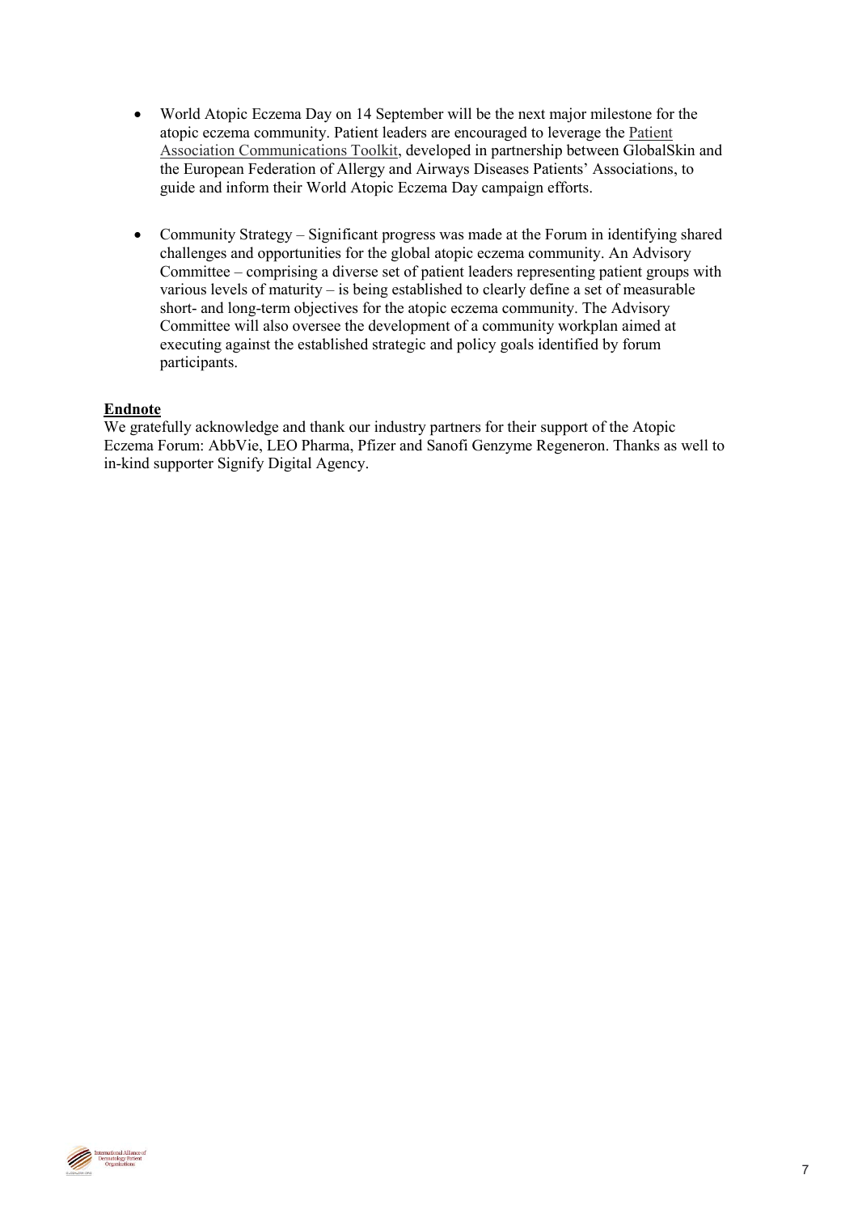- World Atopic Eczema Day on 14 September will be the next major milestone for the atopic eczema community. Patient leaders are encouraged to leverage the Patient Association Communications Toolkit, developed in partnership between GlobalSkin and the European Federation of Allergy and Airways Diseases Patients' Associations, to guide and inform their World Atopic Eczema Day campaign efforts.

- Community Strategy – Significant progress was made at the Forum in identifying shared challenges and opportunities for the global atopic eczema community. An Advisory Committee – comprising a diverse set of patient leaders representing patient groups with various levels of maturity – is being established to clearly define a set of measurable short- and long-term objectives for the atopic eczema community. The Advisory Committee will also oversee the development of a community workplan aimed at executing against the established strategic and policy goals identified by forum participants.

**Endnote**

We gratefully acknowledge and thank our industry partners for their support of the Atopic Eczema Forum: AbbVie, LEO Pharma, Pfizer and Sanofi Genzyme Regeneron. Thanks as well to in-kind supporter Signify Digital Agency.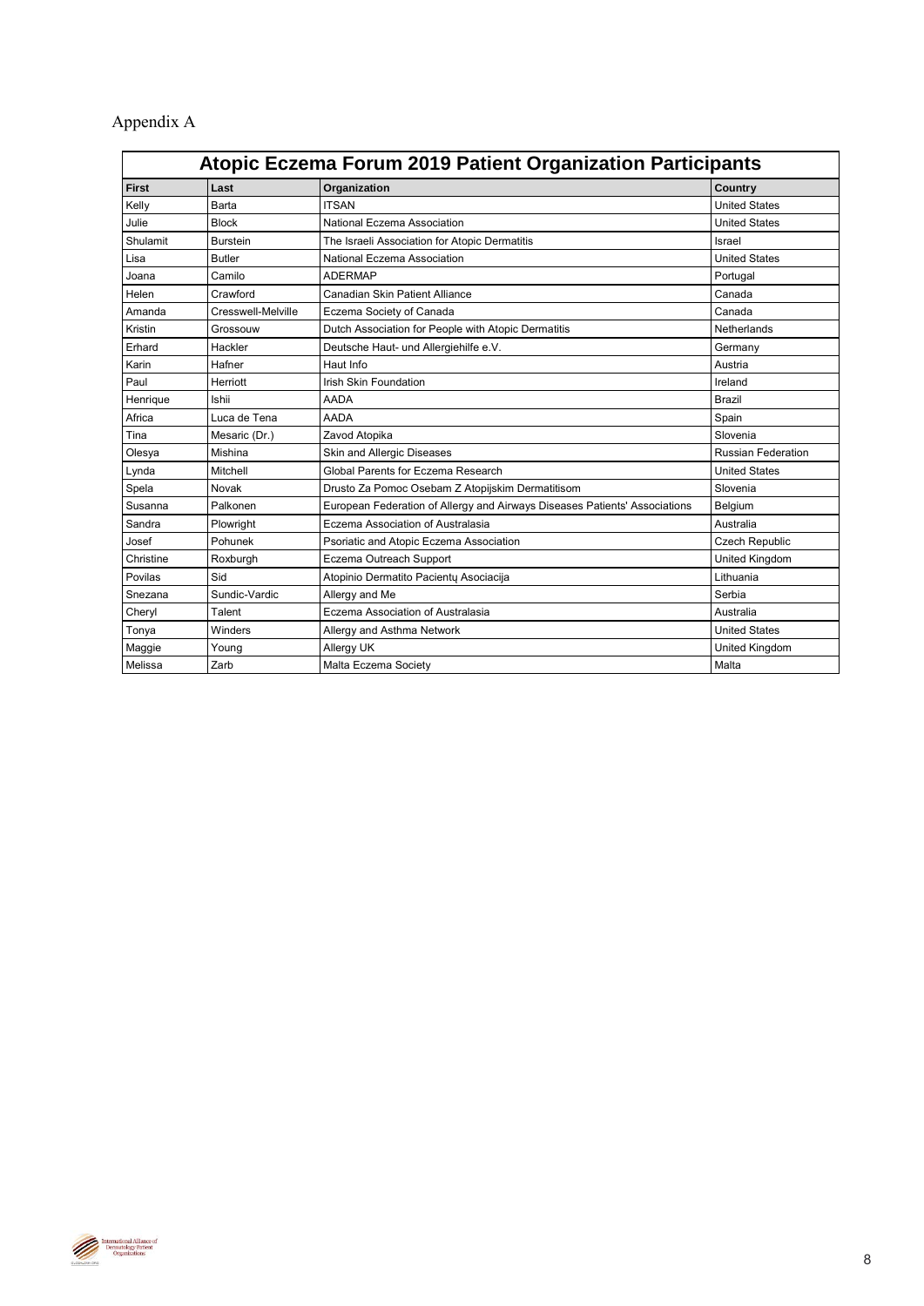Appendix A

| Atopic Eczema Forum 2019 Patient Organization Participants | | | |
|---|---|---|---|
| **First** | **Last** | **Organization** | **Country** |
| Kelly | Barta | ITSAN | United States |
| Julie | Block | National Eczema Association | United States |
| Shulamit | Burstein | The Israeli Association for Atopic Dermatitis | Israel |
| Lisa | Butler | National Eczema Association | United States |
| Joana | Camilo | ADERMAP | Portugal |
| Helen | Crawford | Canadian Skin Patient Alliance | Canada |
| Amanda | Cresswell-Melville | Eczema Society of Canada | Canada |
| Kristin | Grossouw | Dutch Association for People with Atopic Dermatitis | Netherlands |
| Erhard | Hackler | Deutsche Haut- und Allergiehilfe e.V. | Germany |
| Karin | Hafner | Haut Info | Austria |
| Paul | Herriott | Irish Skin Foundation | Ireland |
| Henrique | Ishii | AADA | Brazil |
| Africa | Luca de Tena | AADA | Spain |
| Tina | Mesaric (Dr.) | Zavod Atopika | Slovenia |
| Olesya | Mishina | Skin and Allergic Diseases | Russian Federation |
| Lynda | Mitchell | Global Parents for Eczema Research | United States |
| Spela | Novak | Drusto Za Pomoc Osebam Z Atopijskim Dermatitisom | Slovenia |
| Susanna | Palkonen | European Federation of Allergy and Airways Diseases Patients' Associations | Belgium |
| Sandra | Plowright | Eczema Association of Australasia | Australia |
| Josef | Pohunek | Psoriatic and Atopic Eczema Association | Czech Republic |
| Christine | Roxburgh | Eczema Outreach Support | United Kingdom |
| Povilas | Sid | Atopinio Dermatito Pacientų Asociacija | Lithuania |
| Snezana | Sundic-Vardic | Allergy and Me | Serbia |
| Cheryl | Talent | Eczema Association of Australasia | Australia |
| Tonya | Winders | Allergy and Asthma Network | United States |
| Maggie | Young | Allergy UK | United Kingdom |
| Melissa | Zarb | Malta Eczema Society | Malta |